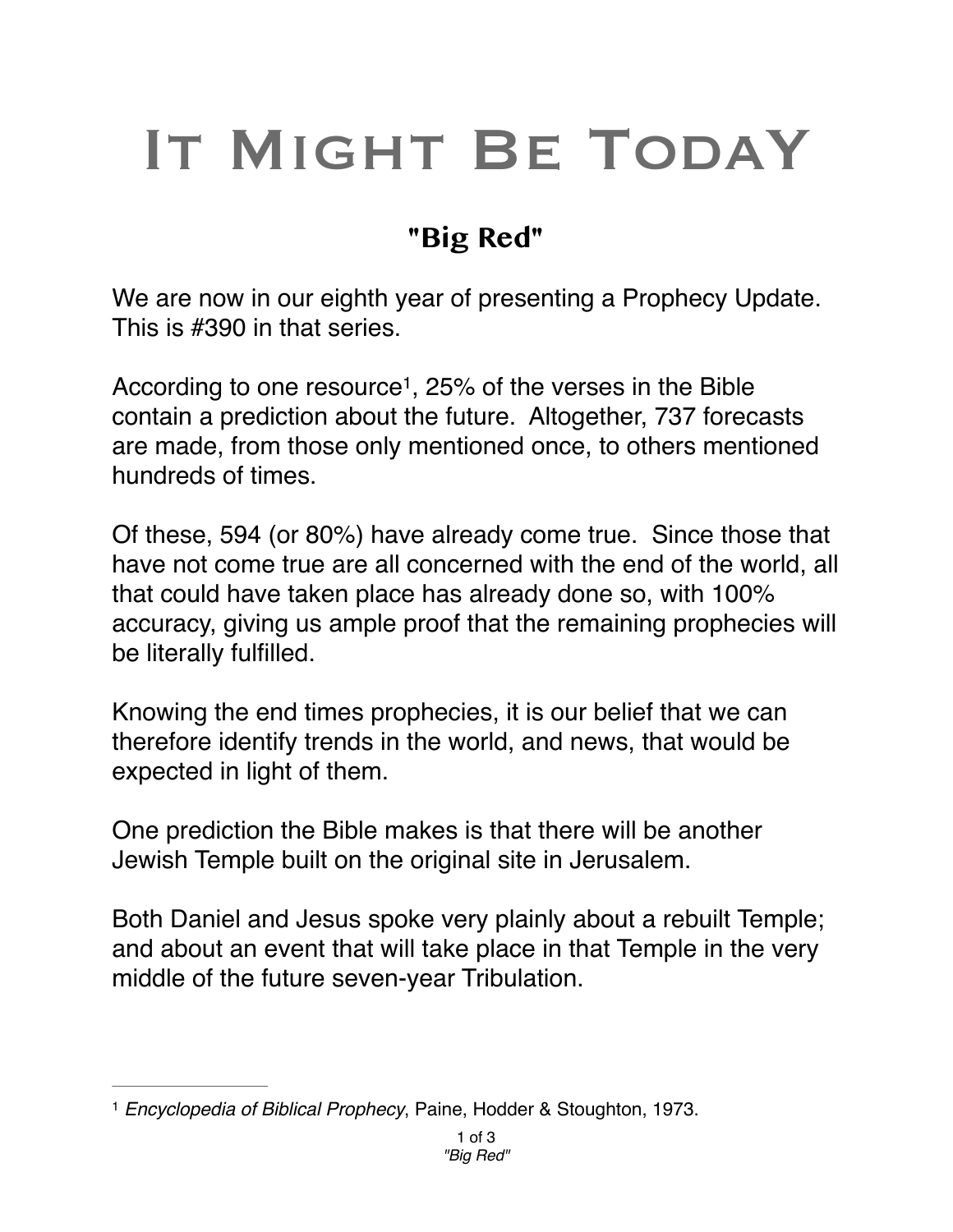# It Might Be Today

## "Big Red"

We are now in our eighth year of presenting a Prophecy Update. This is #390 in that series.

According to one resource[1], 25% of the verses in the Bible contain a prediction about the future. Altogether, 737 forecasts are made, from those only mentioned once, to others mentioned hundreds of times.

Of these, 594 (or 80%) have already come true. Since those that have not come true are all concerned with the end of the world, all that could have taken place has already done so, with 100% accuracy, giving us ample proof that the remaining prophecies will be literally fulfilled.

Knowing the end times prophecies, it is our belief that we can therefore identify trends in the world, and news, that would be expected in light of them.

One prediction the Bible makes is that there will be another Jewish Temple built on the original site in Jerusalem.

Both Daniel and Jesus spoke very plainly about a rebuilt Temple; and about an event that will take place in that Temple in the very middle of the future seven-year Tribulation.

---

[1] *Encyclopedia of Biblical Prophecy*, Paine, Hodder & Stoughton, 1973.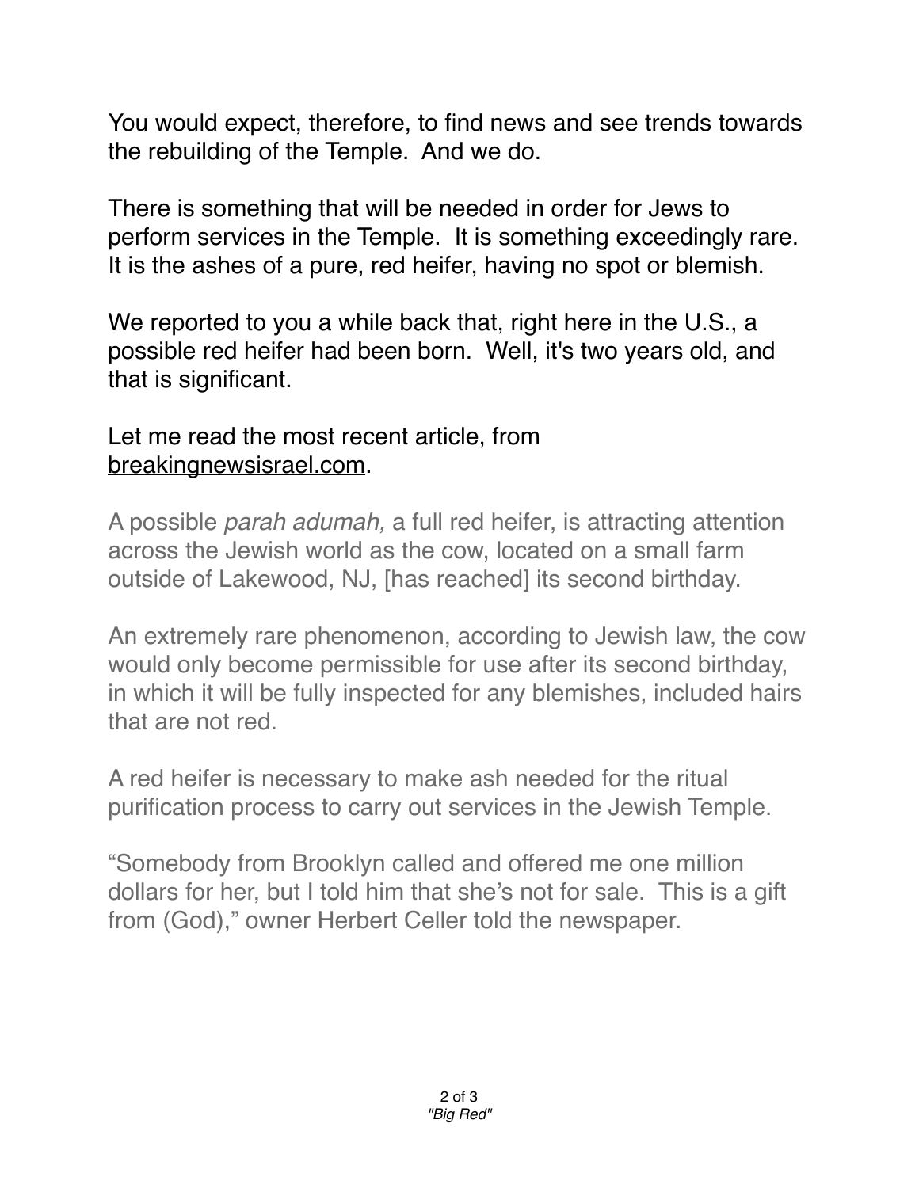You would expect, therefore, to find news and see trends towards the rebuilding of the Temple.  And we do.

There is something that will be needed in order for Jews to perform services in the Temple.  It is something exceedingly rare.  It is the ashes of a pure, red heifer, having no spot or blemish.

We reported to you a while back that, right here in the U.S., a possible red heifer had been born.  Well, it's two years old, and that is significant.

Let me read the most recent article, from breakingnewsisrael.com.

> A possible *parah adumah,* a full red heifer, is attracting attention across the Jewish world as the cow, located on a small farm outside of Lakewood, NJ, [has reached] its second birthday.
>
> An extremely rare phenomenon, according to Jewish law, the cow would only become permissible for use after its second birthday, in which it will be fully inspected for any blemishes, included hairs that are not red.
>
> A red heifer is necessary to make ash needed for the ritual purification process to carry out services in the Jewish Temple.
>
> “Somebody from Brooklyn called and offered me one million dollars for her, but I told him that she’s not for sale.  This is a gift from (God),” owner Herbert Celler told the newspaper.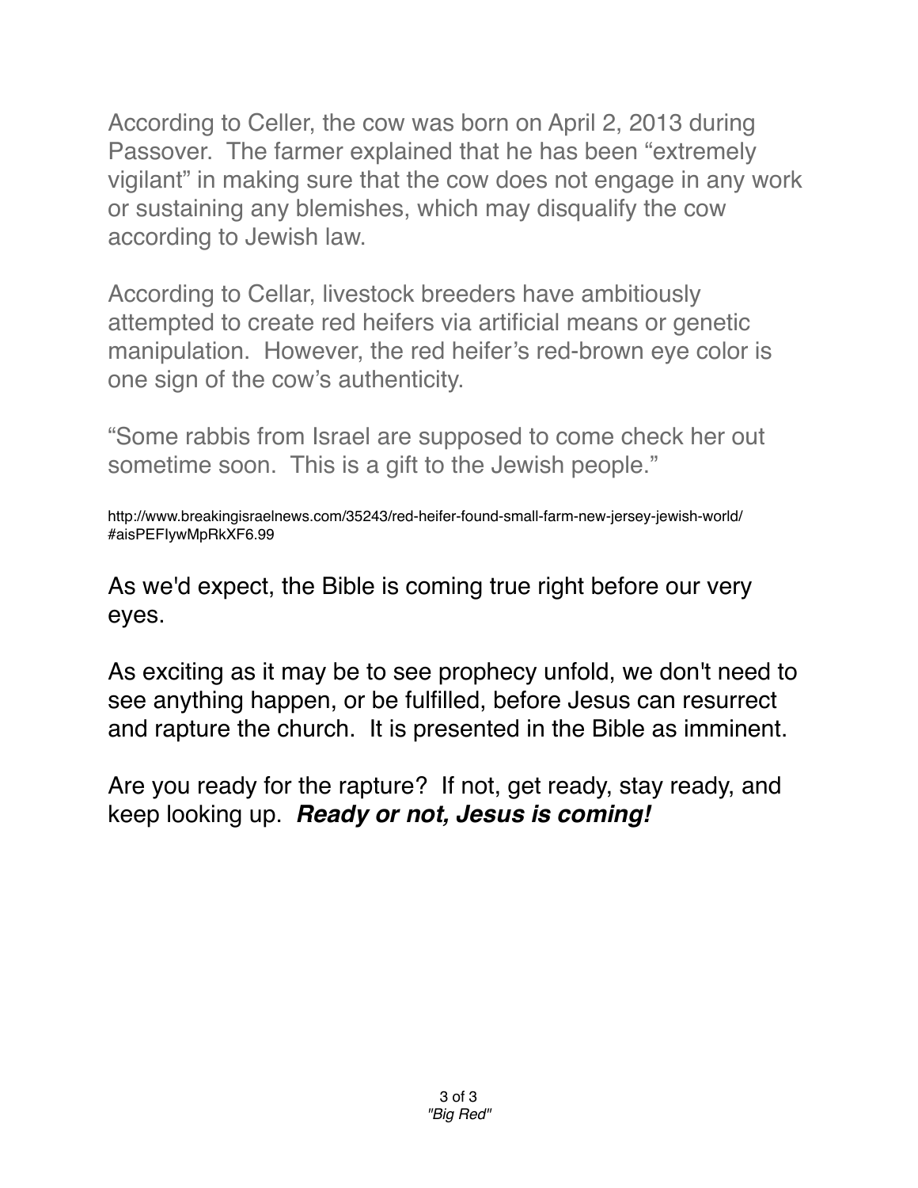According to Celler, the cow was born on April 2, 2013 during Passover. The farmer explained that he has been "extremely vigilant" in making sure that the cow does not engage in any work or sustaining any blemishes, which may disqualify the cow according to Jewish law.

According to Cellar, livestock breeders have ambitiously attempted to create red heifers via artificial means or genetic manipulation. However, the red heifer's red-brown eye color is one sign of the cow's authenticity.

"Some rabbis from Israel are supposed to come check her out sometime soon. This is a gift to the Jewish people."

http://www.breakingisraelnews.com/35243/red-heifer-found-small-farm-new-jersey-jewish-world/#aisPEFIywMpRkXF6.99

As we'd expect, the Bible is coming true right before our very eyes.

As exciting as it may be to see prophecy unfold, we don't need to see anything happen, or be fulfilled, before Jesus can resurrect and rapture the church. It is presented in the Bible as imminent.

Are you ready for the rapture? If not, get ready, stay ready, and keep looking up. ***Ready or not, Jesus is coming!***